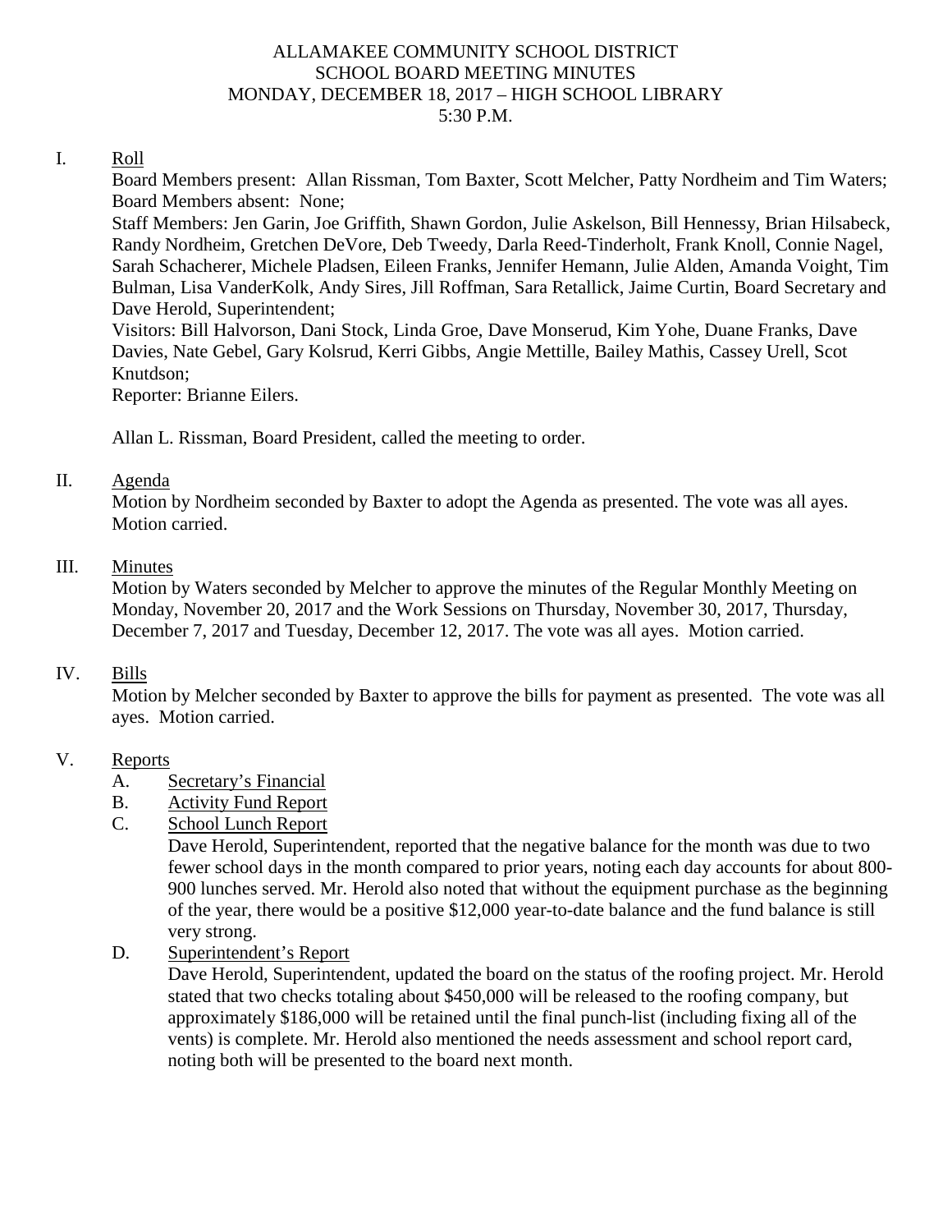# ALLAMAKEE COMMUNITY SCHOOL DISTRICT
## SCHOOL BOARD MEETING MINUTES
### MONDAY, DECEMBER 18, 2017 – HIGH SCHOOL LIBRARY
### 5:30 P.M.

I. Roll

Board Members present: Allan Rissman, Tom Baxter, Scott Melcher, Patty Nordheim and Tim Waters; Board Members absent: None;

Staff Members: Jen Garin, Joe Griffith, Shawn Gordon, Julie Askelson, Bill Hennessy, Brian Hilsabeck, Randy Nordheim, Gretchen DeVore, Deb Tweedy, Darla Reed-Tinderholt, Frank Knoll, Connie Nagel, Sarah Schacherer, Michele Pladsen, Eileen Franks, Jennifer Hemann, Julie Alden, Amanda Voight, Tim Bulman, Lisa VanderKolk, Andy Sires, Jill Roffman, Sara Retallick, Jaime Curtin, Board Secretary and Dave Herold, Superintendent;

Visitors: Bill Halvorson, Dani Stock, Linda Groe, Dave Monserud, Kim Yohe, Duane Franks, Dave Davies, Nate Gebel, Gary Kolsrud, Kerri Gibbs, Angie Mettille, Bailey Mathis, Cassey Urell, Scot Knutdson;

Reporter: Brianne Eilers.

Allan L. Rissman, Board President, called the meeting to order.

II. Agenda

Motion by Nordheim seconded by Baxter to adopt the Agenda as presented. The vote was all ayes. Motion carried.

III. Minutes

Motion by Waters seconded by Melcher to approve the minutes of the Regular Monthly Meeting on Monday, November 20, 2017 and the Work Sessions on Thursday, November 30, 2017, Thursday, December 7, 2017 and Tuesday, December 12, 2017. The vote was all ayes. Motion carried.

IV. Bills

Motion by Melcher seconded by Baxter to approve the bills for payment as presented. The vote was all ayes. Motion carried.

V. Reports

A. Secretary's Financial

B. Activity Fund Report

C. School Lunch Report

Dave Herold, Superintendent, reported that the negative balance for the month was due to two fewer school days in the month compared to prior years, noting each day accounts for about 800-900 lunches served. Mr. Herold also noted that without the equipment purchase as the beginning of the year, there would be a positive $12,000 year-to-date balance and the fund balance is still very strong.

D. Superintendent's Report

Dave Herold, Superintendent, updated the board on the status of the roofing project. Mr. Herold stated that two checks totaling about $450,000 will be released to the roofing company, but approximately $186,000 will be retained until the final punch-list (including fixing all of the vents) is complete. Mr. Herold also mentioned the needs assessment and school report card, noting both will be presented to the board next month.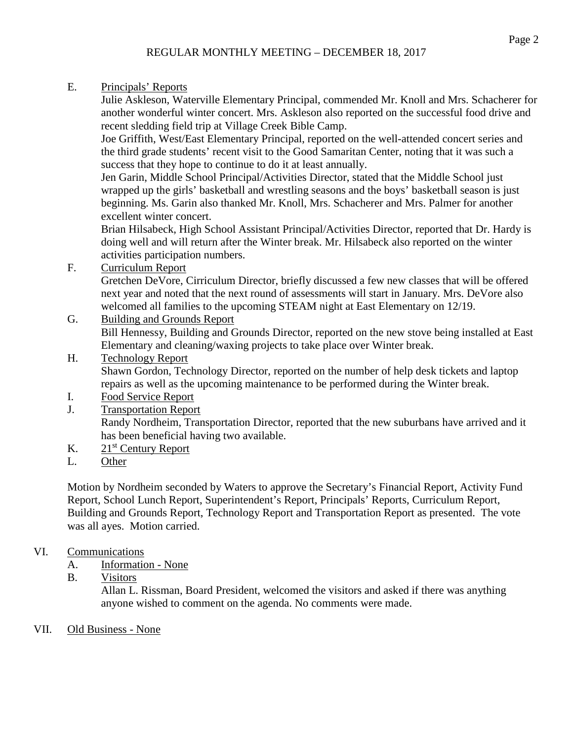E. Principals' Reports

Julie Askleson, Waterville Elementary Principal, commended Mr. Knoll and Mrs. Schacherer for another wonderful winter concert. Mrs. Askleson also reported on the successful food drive and recent sledding field trip at Village Creek Bible Camp.

Joe Griffith, West/East Elementary Principal, reported on the well-attended concert series and the third grade students' recent visit to the Good Samaritan Center, noting that it was such a success that they hope to continue to do it at least annually.

Jen Garin, Middle School Principal/Activities Director, stated that the Middle School just wrapped up the girls' basketball and wrestling seasons and the boys' basketball season is just beginning. Ms. Garin also thanked Mr. Knoll, Mrs. Schacherer and Mrs. Palmer for another excellent winter concert.

Brian Hilsabeck, High School Assistant Principal/Activities Director, reported that Dr. Hardy is doing well and will return after the Winter break. Mr. Hilsabeck also reported on the winter activities participation numbers.

F. Curriculum Report

Gretchen DeVore, Cirriculum Director, briefly discussed a few new classes that will be offered next year and noted that the next round of assessments will start in January. Mrs. DeVore also welcomed all families to the upcoming STEAM night at East Elementary on 12/19.

G. Building and Grounds Report

Bill Hennessy, Building and Grounds Director, reported on the new stove being installed at East Elementary and cleaning/waxing projects to take place over Winter break.

H. Technology Report

Shawn Gordon, Technology Director, reported on the number of help desk tickets and laptop repairs as well as the upcoming maintenance to be performed during the Winter break.

I. Food Service Report

J. Transportation Report

Randy Nordheim, Transportation Director, reported that the new suburbans have arrived and it has been beneficial having two available.

K. 21st Century Report

L. Other

Motion by Nordheim seconded by Waters to approve the Secretary's Financial Report, Activity Fund Report, School Lunch Report, Superintendent's Report, Principals' Reports, Curriculum Report, Building and Grounds Report, Technology Report and Transportation Report as presented. The vote was all ayes. Motion carried.

VI. Communications

A. Information - None

B. Visitors

Allan L. Rissman, Board President, welcomed the visitors and asked if there was anything anyone wished to comment on the agenda. No comments were made.

VII. Old Business - None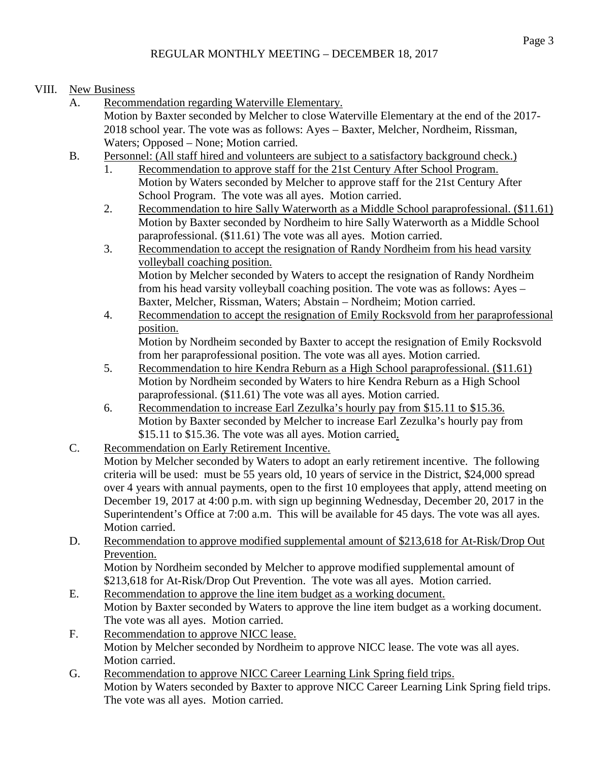REGULAR MONTHLY MEETING – DECEMBER 18, 2017

VIII. New Business

A. Recommendation regarding Waterville Elementary.
Motion by Baxter seconded by Melcher to close Waterville Elementary at the end of the 2017-2018 school year. The vote was as follows: Ayes – Baxter, Melcher, Nordheim, Rissman, Waters; Opposed – None; Motion carried.

B. Personnel: (All staff hired and volunteers are subject to a satisfactory background check.)

1. Recommendation to approve staff for the 21st Century After School Program.
Motion by Waters seconded by Melcher to approve staff for the 21st Century After School Program. The vote was all ayes. Motion carried.

2. Recommendation to hire Sally Waterworth as a Middle School paraprofessional. ($11.61)
Motion by Baxter seconded by Nordheim to hire Sally Waterworth as a Middle School paraprofessional. ($11.61) The vote was all ayes. Motion carried.

3. Recommendation to accept the resignation of Randy Nordheim from his head varsity volleyball coaching position.
Motion by Melcher seconded by Waters to accept the resignation of Randy Nordheim from his head varsity volleyball coaching position. The vote was as follows: Ayes – Baxter, Melcher, Rissman, Waters; Abstain – Nordheim; Motion carried.

4. Recommendation to accept the resignation of Emily Rocksvold from her paraprofessional position.
Motion by Nordheim seconded by Baxter to accept the resignation of Emily Rocksvold from her paraprofessional position. The vote was all ayes. Motion carried.

5. Recommendation to hire Kendra Reburn as a High School paraprofessional. ($11.61)
Motion by Nordheim seconded by Waters to hire Kendra Reburn as a High School paraprofessional. ($11.61) The vote was all ayes. Motion carried.

6. Recommendation to increase Earl Zezulka's hourly pay from $15.11 to $15.36.
Motion by Baxter seconded by Melcher to increase Earl Zezulka's hourly pay from $15.11 to $15.36. The vote was all ayes. Motion carried.

C. Recommendation on Early Retirement Incentive.
Motion by Melcher seconded by Waters to adopt an early retirement incentive. The following criteria will be used: must be 55 years old, 10 years of service in the District, $24,000 spread over 4 years with annual payments, open to the first 10 employees that apply, attend meeting on December 19, 2017 at 4:00 p.m. with sign up beginning Wednesday, December 20, 2017 in the Superintendent's Office at 7:00 a.m. This will be available for 45 days. The vote was all ayes. Motion carried.

D. Recommendation to approve modified supplemental amount of $213,618 for At-Risk/Drop Out Prevention.
Motion by Nordheim seconded by Melcher to approve modified supplemental amount of $213,618 for At-Risk/Drop Out Prevention. The vote was all ayes. Motion carried.

E. Recommendation to approve the line item budget as a working document.
Motion by Baxter seconded by Waters to approve the line item budget as a working document. The vote was all ayes. Motion carried.

F. Recommendation to approve NICC lease.
Motion by Melcher seconded by Nordheim to approve NICC lease. The vote was all ayes. Motion carried.

G. Recommendation to approve NICC Career Learning Link Spring field trips.
Motion by Waters seconded by Baxter to approve NICC Career Learning Link Spring field trips. The vote was all ayes. Motion carried.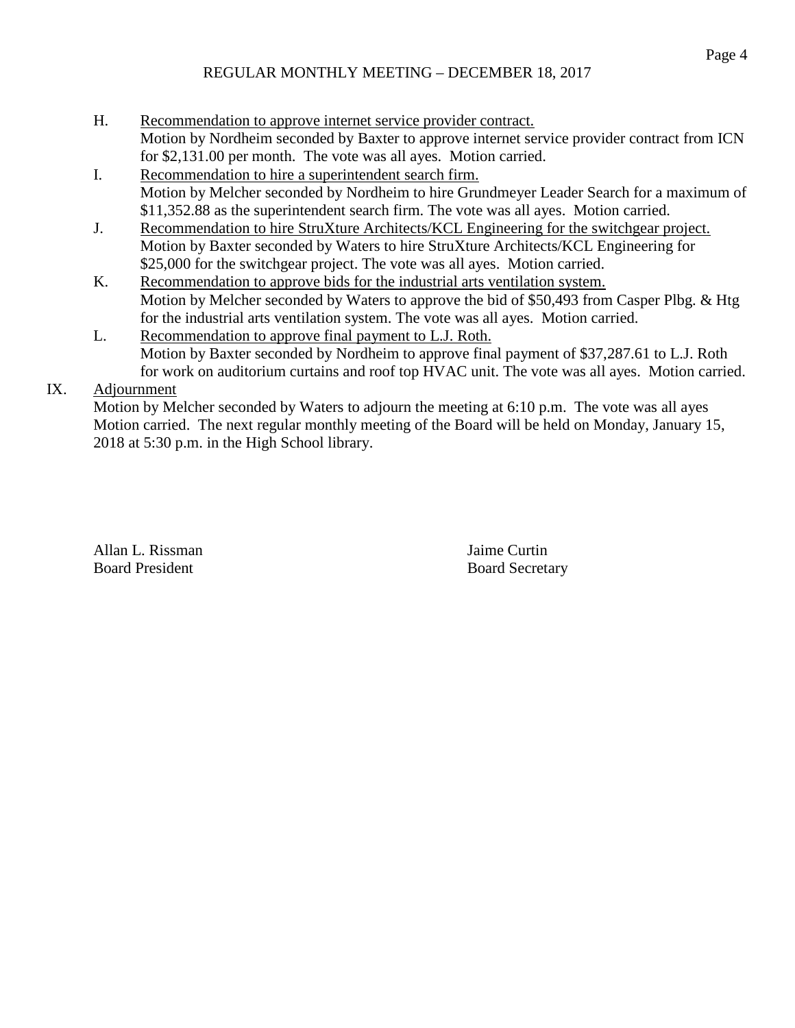H. Recommendation to approve internet service provider contract.
Motion by Nordheim seconded by Baxter to approve internet service provider contract from ICN for $2,131.00 per month. The vote was all ayes. Motion carried.

I. Recommendation to hire a superintendent search firm.
Motion by Melcher seconded by Nordheim to hire Grundmeyer Leader Search for a maximum of $11,352.88 as the superintendent search firm. The vote was all ayes. Motion carried.

J. Recommendation to hire StruXture Architects/KCL Engineering for the switchgear project.
Motion by Baxter seconded by Waters to hire StruXture Architects/KCL Engineering for $25,000 for the switchgear project. The vote was all ayes. Motion carried.

K. Recommendation to approve bids for the industrial arts ventilation system.
Motion by Melcher seconded by Waters to approve the bid of $50,493 from Casper Plbg. & Htg for the industrial arts ventilation system. The vote was all ayes. Motion carried.

L. Recommendation to approve final payment to L.J. Roth.
Motion by Baxter seconded by Nordheim to approve final payment of $37,287.61 to L.J. Roth for work on auditorium curtains and roof top HVAC unit. The vote was all ayes. Motion carried.

IX. Adjournment
Motion by Melcher seconded by Waters to adjourn the meeting at 6:10 p.m. The vote was all ayes Motion carried. The next regular monthly meeting of the Board will be held on Monday, January 15, 2018 at 5:30 p.m. in the High School library.

Allan L. Rissman
Board President

Jaime Curtin
Board Secretary